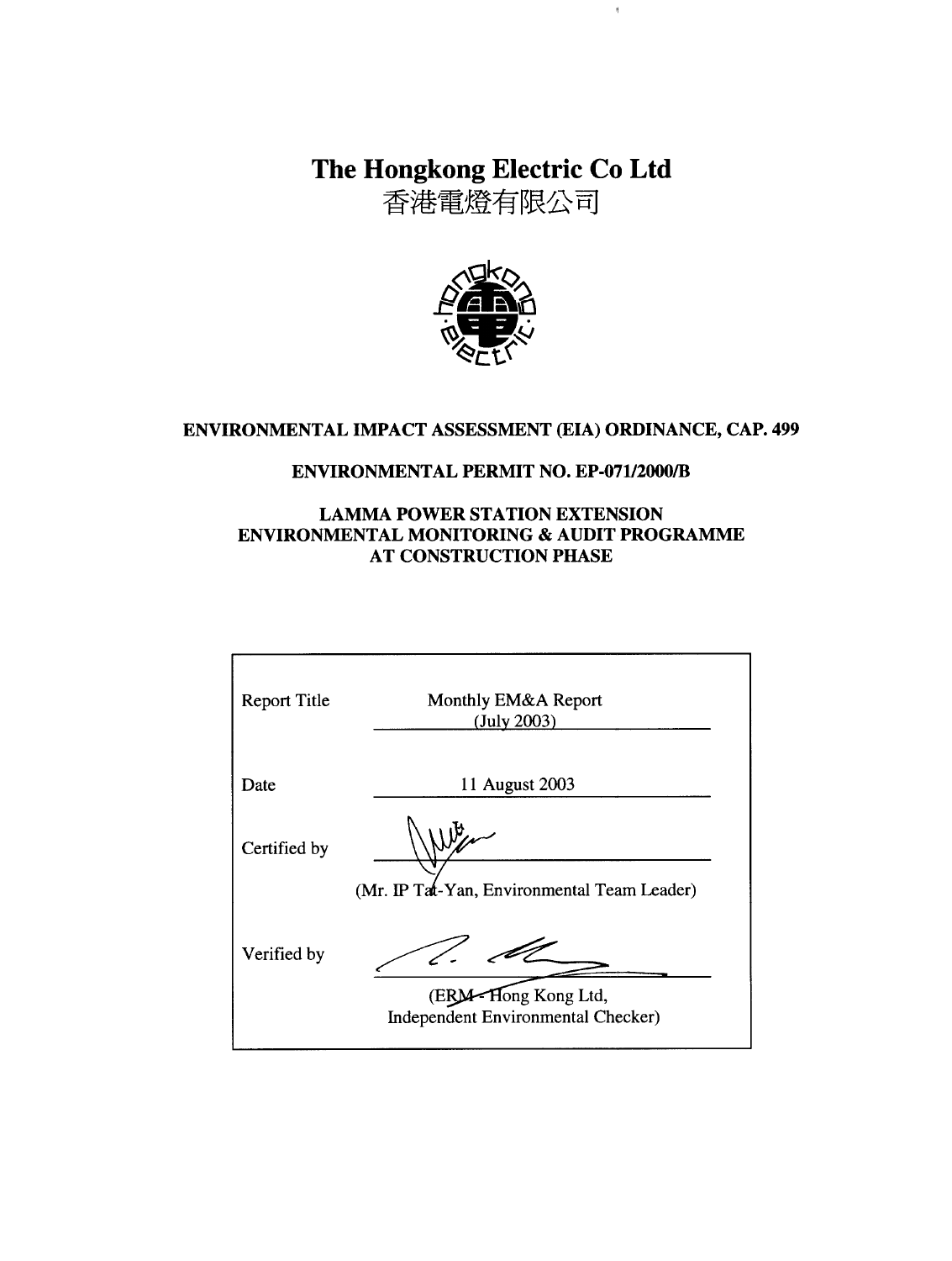# The Hongkong Electric Co Ltd

香港電燈有限公司

**ENVIRONMENTAL IMPACT ASSESSMENT (EIA) ORDINANCE, CAP. 499**

**ENVIRONMENTAL PERMIT NO. EP-071/2000/B**

**LAMMA POWER STATION EXTENSION**
**ENVIRONMENTAL MONITORING & AUDIT PROGRAMME**
**AT CONSTRUCTION PHASE**

| | |
|---|---|
| Report Title | Monthly EM&A Report (July 2003) |
| Date | 11 August 2003 |
| Certified by | (Mr. IP Tat-Yan, Environmental Team Leader) |
| Verified by | (ERM - Hong Kong Ltd, Independent Environmental Checker) |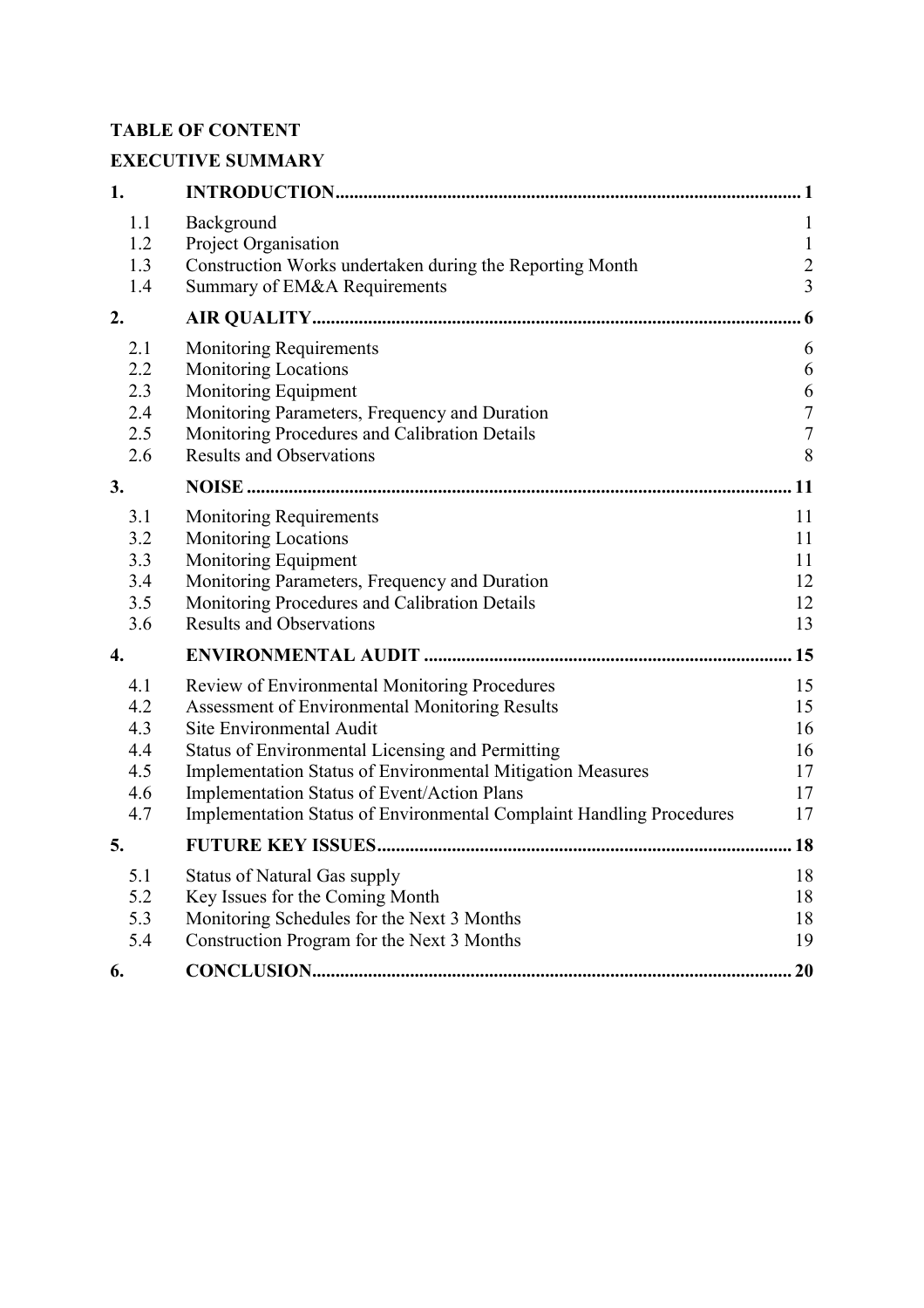**TABLE OF CONTENT**

**EXECUTIVE SUMMARY**

| | | |
|---|---|---|
| **1.** | **INTRODUCTION** | **1** |
| 1.1 | Background | 1 |
| 1.2 | Project Organisation | 1 |
| 1.3 | Construction Works undertaken during the Reporting Month | 2 |
| 1.4 | Summary of EM&A Requirements | 3 |
| **2.** | **AIR QUALITY** | **6** |
| 2.1 | Monitoring Requirements | 6 |
| 2.2 | Monitoring Locations | 6 |
| 2.3 | Monitoring Equipment | 6 |
| 2.4 | Monitoring Parameters, Frequency and Duration | 7 |
| 2.5 | Monitoring Procedures and Calibration Details | 7 |
| 2.6 | Results and Observations | 8 |
| **3.** | **NOISE** | **11** |
| 3.1 | Monitoring Requirements | 11 |
| 3.2 | Monitoring Locations | 11 |
| 3.3 | Monitoring Equipment | 11 |
| 3.4 | Monitoring Parameters, Frequency and Duration | 12 |
| 3.5 | Monitoring Procedures and Calibration Details | 12 |
| 3.6 | Results and Observations | 13 |
| **4.** | **ENVIRONMENTAL AUDIT** | **15** |
| 4.1 | Review of Environmental Monitoring Procedures | 15 |
| 4.2 | Assessment of Environmental Monitoring Results | 15 |
| 4.3 | Site Environmental Audit | 16 |
| 4.4 | Status of Environmental Licensing and Permitting | 16 |
| 4.5 | Implementation Status of Environmental Mitigation Measures | 17 |
| 4.6 | Implementation Status of Event/Action Plans | 17 |
| 4.7 | Implementation Status of Environmental Complaint Handling Procedures | 17 |
| **5.** | **FUTURE KEY ISSUES** | **18** |
| 5.1 | Status of Natural Gas supply | 18 |
| 5.2 | Key Issues for the Coming Month | 18 |
| 5.3 | Monitoring Schedules for the Next 3 Months | 18 |
| 5.4 | Construction Program for the Next 3 Months | 19 |
| **6.** | **CONCLUSION** | **20** |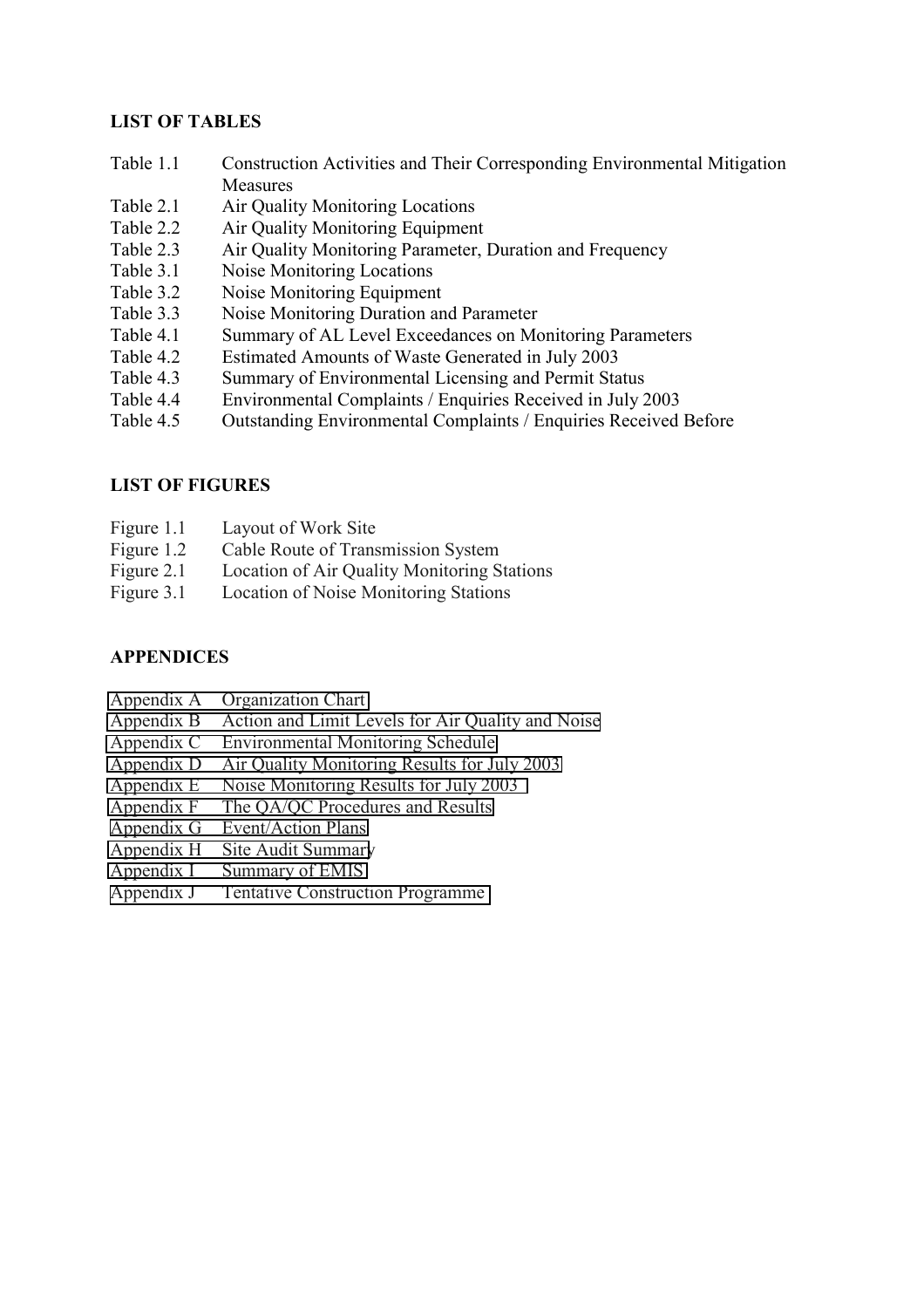**LIST OF TABLES**

| | |
|---|---|
| Table 1.1 | Construction Activities and Their Corresponding Environmental Mitigation Measures |
| Table 2.1 | Air Quality Monitoring Locations |
| Table 2.2 | Air Quality Monitoring Equipment |
| Table 2.3 | Air Quality Monitoring Parameter, Duration and Frequency |
| Table 3.1 | Noise Monitoring Locations |
| Table 3.2 | Noise Monitoring Equipment |
| Table 3.3 | Noise Monitoring Duration and Parameter |
| Table 4.1 | Summary of AL Level Exceedances on Monitoring Parameters |
| Table 4.2 | Estimated Amounts of Waste Generated in July 2003 |
| Table 4.3 | Summary of Environmental Licensing and Permit Status |
| Table 4.4 | Environmental Complaints / Enquiries Received in July 2003 |
| Table 4.5 | Outstanding Environmental Complaints / Enquiries Received Before |

**LIST OF FIGURES**

| | |
|---|---|
| Figure 1.1 | Layout of Work Site |
| Figure 1.2 | Cable Route of Transmission System |
| Figure 2.1 | Location of Air Quality Monitoring Stations |
| Figure 3.1 | Location of Noise Monitoring Stations |

**APPENDICES**

| | |
|---|---|
| Appendix A | Organization Chart |
| Appendix B | Action and Limit Levels for Air Quality and Noise |
| Appendix C | Environmental Monitoring Schedule |
| Appendix D | Air Quality Monitoring Results for July 2003 |
| Appendix E | Noise Monitoring Results for July 2003 |
| Appendix F | The QA/QC Procedures and Results |
| Appendix G | Event/Action Plans |
| Appendix H | Site Audit Summary |
| Appendix I | Summary of EMIS |
| Appendix J | Tentative Construction Programme |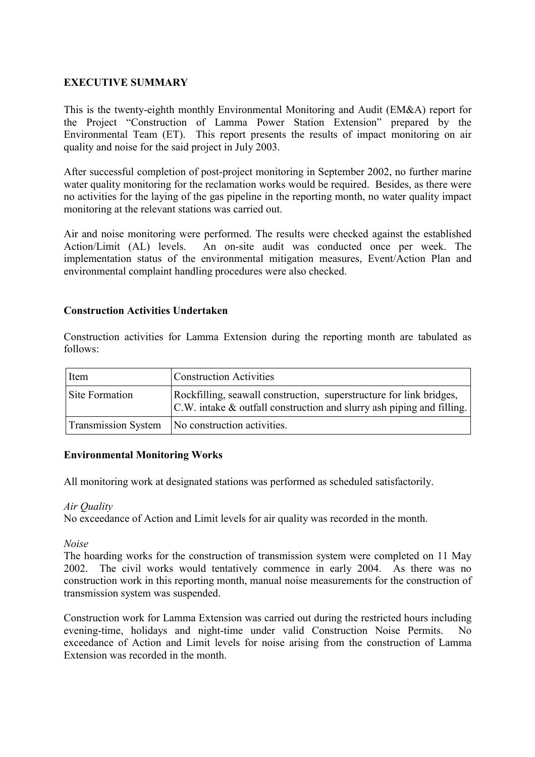## EXECUTIVE SUMMARY

This is the twenty-eighth monthly Environmental Monitoring and Audit (EM&A) report for the Project "Construction of Lamma Power Station Extension" prepared by the Environmental Team (ET). This report presents the results of impact monitoring on air quality and noise for the said project in July 2003.

After successful completion of post-project monitoring in September 2002, no further marine water quality monitoring for the reclamation works would be required. Besides, as there were no activities for the laying of the gas pipeline in the reporting month, no water quality impact monitoring at the relevant stations was carried out.

Air and noise monitoring were performed. The results were checked against the established Action/Limit (AL) levels. An on-site audit was conducted once per week. The implementation status of the environmental mitigation measures, Event/Action Plan and environmental complaint handling procedures were also checked.

### Construction Activities Undertaken

Construction activities for Lamma Extension during the reporting month are tabulated as follows:

| Item | Construction Activities |
|---|---|
| Site Formation | Rockfilling, seawall construction, superstructure for link bridges, C.W. intake & outfall construction and slurry ash piping and filling. |
| Transmission System | No construction activities. |

### Environmental Monitoring Works

All monitoring work at designated stations was performed as scheduled satisfactorily.

*Air Quality*

No exceedance of Action and Limit levels for air quality was recorded in the month.

*Noise*

The hoarding works for the construction of transmission system were completed on 11 May 2002. The civil works would tentatively commence in early 2004. As there was no construction work in this reporting month, manual noise measurements for the construction of transmission system was suspended.

Construction work for Lamma Extension was carried out during the restricted hours including evening-time, holidays and night-time under valid Construction Noise Permits. No exceedance of Action and Limit levels for noise arising from the construction of Lamma Extension was recorded in the month.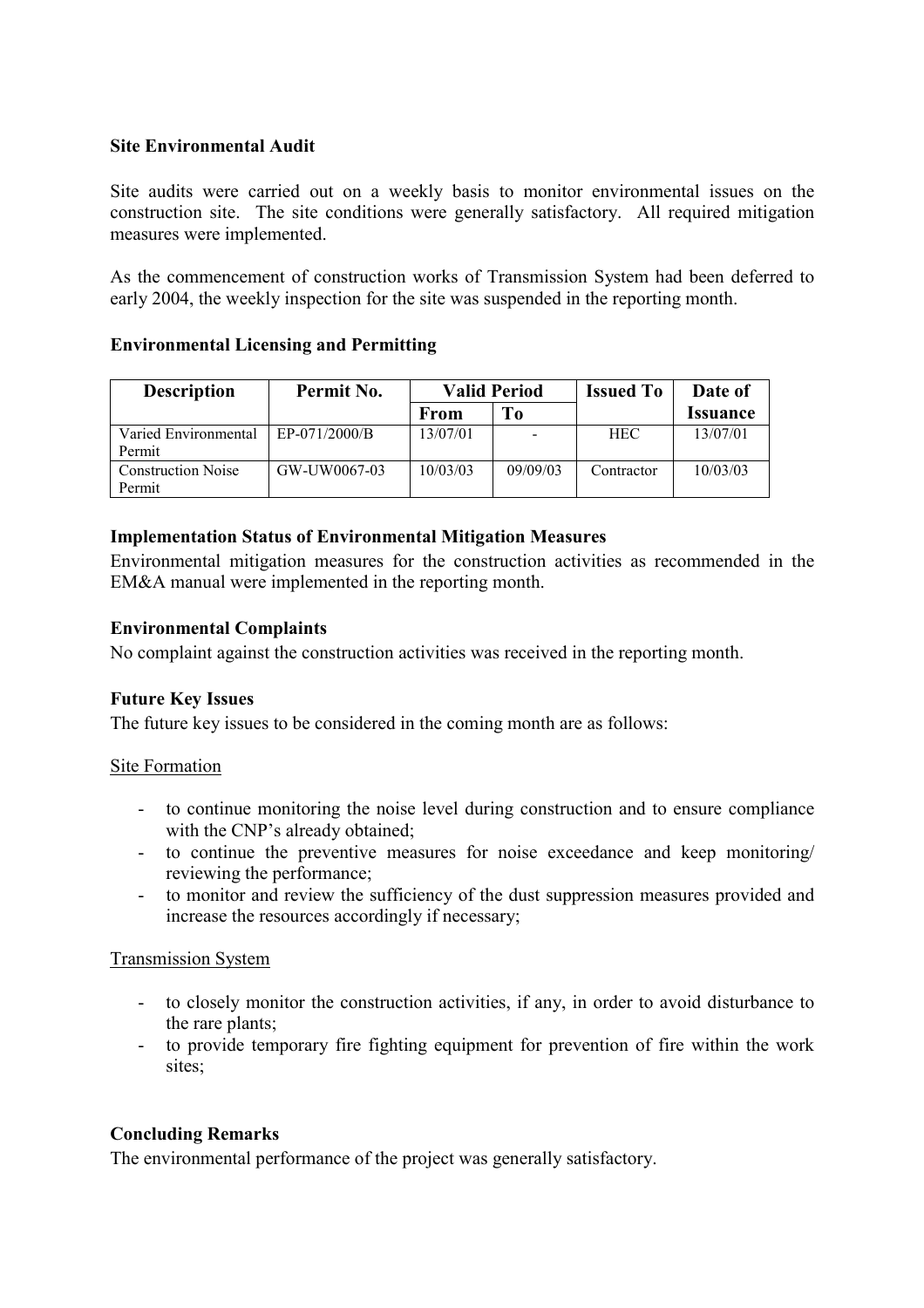**Site Environmental Audit**

Site audits were carried out on a weekly basis to monitor environmental issues on the construction site. The site conditions were generally satisfactory. All required mitigation measures were implemented.

As the commencement of construction works of Transmission System had been deferred to early 2004, the weekly inspection for the site was suspended in the reporting month.

**Environmental Licensing and Permitting**

| Description | Permit No. | Valid Period | | Issued To | Date of Issuance |
|---|---|---|---|---|---|
| | | From | To | | |
| Varied Environmental Permit | EP-071/2000/B | 13/07/01 | - | HEC | 13/07/01 |
| Construction Noise Permit | GW-UW0067-03 | 10/03/03 | 09/09/03 | Contractor | 10/03/03 |

**Implementation Status of Environmental Mitigation Measures**

Environmental mitigation measures for the construction activities as recommended in the EM&A manual were implemented in the reporting month.

**Environmental Complaints**

No complaint against the construction activities was received in the reporting month.

**Future Key Issues**

The future key issues to be considered in the coming month are as follows:

Site Formation

- to continue monitoring the noise level during construction and to ensure compliance with the CNP's already obtained;
- to continue the preventive measures for noise exceedance and keep monitoring/ reviewing the performance;
- to monitor and review the sufficiency of the dust suppression measures provided and increase the resources accordingly if necessary;

Transmission System

- to closely monitor the construction activities, if any, in order to avoid disturbance to the rare plants;
- to provide temporary fire fighting equipment for prevention of fire within the work sites;

**Concluding Remarks**

The environmental performance of the project was generally satisfactory.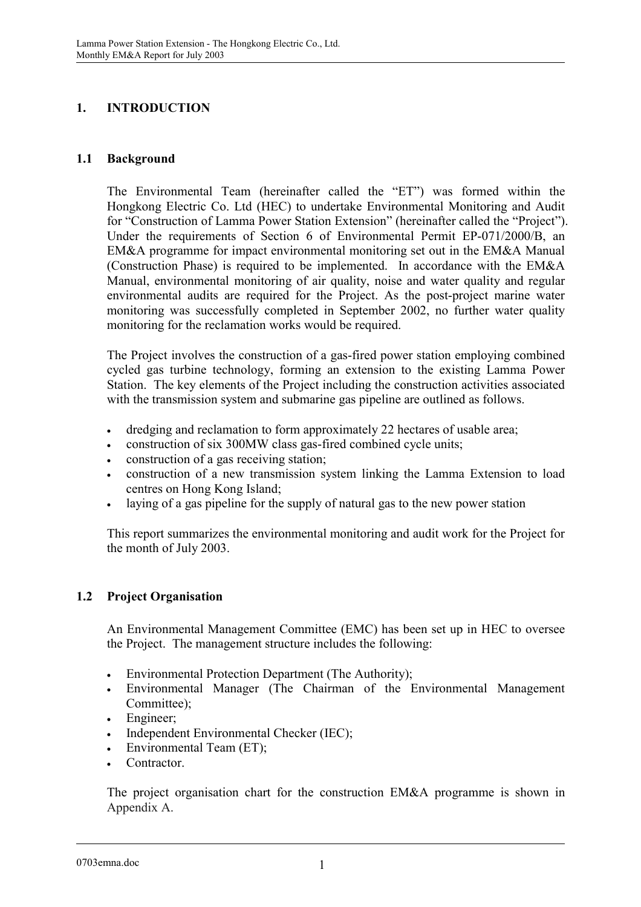# 1. INTRODUCTION

## 1.1 Background

The Environmental Team (hereinafter called the "ET") was formed within the Hongkong Electric Co. Ltd (HEC) to undertake Environmental Monitoring and Audit for "Construction of Lamma Power Station Extension" (hereinafter called the "Project"). Under the requirements of Section 6 of Environmental Permit EP-071/2000/B, an EM&A programme for impact environmental monitoring set out in the EM&A Manual (Construction Phase) is required to be implemented. In accordance with the EM&A Manual, environmental monitoring of air quality, noise and water quality and regular environmental audits are required for the Project. As the post-project marine water monitoring was successfully completed in September 2002, no further water quality monitoring for the reclamation works would be required.

The Project involves the construction of a gas-fired power station employing combined cycled gas turbine technology, forming an extension to the existing Lamma Power Station. The key elements of the Project including the construction activities associated with the transmission system and submarine gas pipeline are outlined as follows.

- dredging and reclamation to form approximately 22 hectares of usable area;
- construction of six 300MW class gas-fired combined cycle units;
- construction of a gas receiving station;
- construction of a new transmission system linking the Lamma Extension to load centres on Hong Kong Island;
- laying of a gas pipeline for the supply of natural gas to the new power station

This report summarizes the environmental monitoring and audit work for the Project for the month of July 2003.

## 1.2 Project Organisation

An Environmental Management Committee (EMC) has been set up in HEC to oversee the Project. The management structure includes the following:

- Environmental Protection Department (The Authority);
- Environmental Manager (The Chairman of the Environmental Management Committee);
- Engineer;
- Independent Environmental Checker (IEC);
- Environmental Team (ET);
- Contractor.

The project organisation chart for the construction EM&A programme is shown in Appendix A.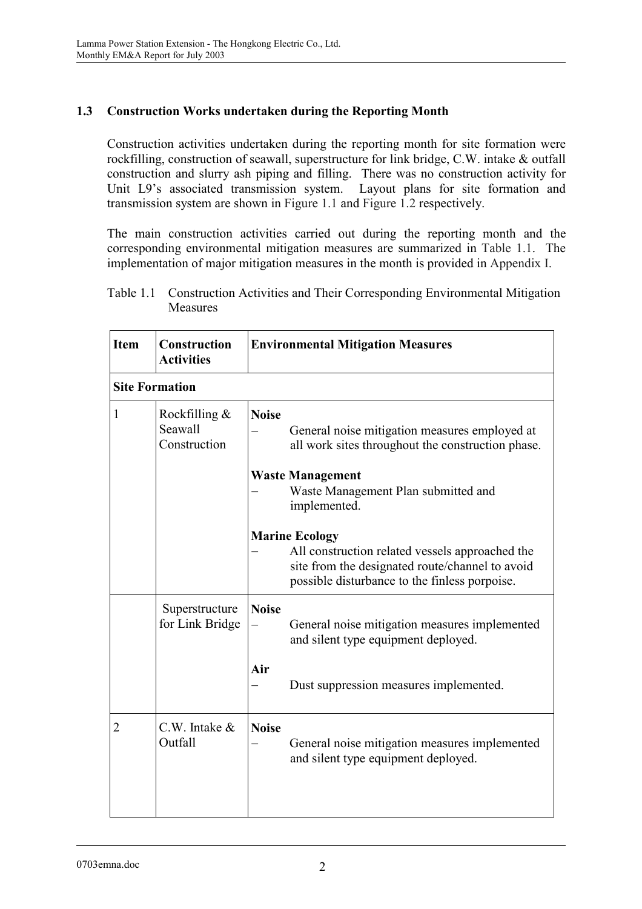## 1.3 Construction Works undertaken during the Reporting Month

Construction activities undertaken during the reporting month for site formation were rockfilling, construction of seawall, superstructure for link bridge, C.W. intake & outfall construction and slurry ash piping and filling. There was no construction activity for Unit L9's associated transmission system. Layout plans for site formation and transmission system are shown in Figure 1.1 and Figure 1.2 respectively.

The main construction activities carried out during the reporting month and the corresponding environmental mitigation measures are summarized in Table 1.1. The implementation of major mitigation measures in the month is provided in Appendix I.

Table 1.1 Construction Activities and Their Corresponding Environmental Mitigation Measures

| Item | Construction Activities | Environmental Mitigation Measures |
|---|---|---|
| **Site Formation** | | |
| 1 | Rockfilling & Seawall Construction | **Noise**<br>– General noise mitigation measures employed at all work sites throughout the construction phase.<br><br>**Waste Management**<br>– Waste Management Plan submitted and implemented.<br><br>**Marine Ecology**<br>– All construction related vessels approached the site from the designated route/channel to avoid possible disturbance to the finless porpoise. |
| | Superstructure for Link Bridge | **Noise**<br>– General noise mitigation measures implemented and silent type equipment deployed.<br><br>**Air**<br>– Dust suppression measures implemented. |
| 2 | C.W. Intake & Outfall | **Noise**<br>– General noise mitigation measures implemented and silent type equipment deployed. |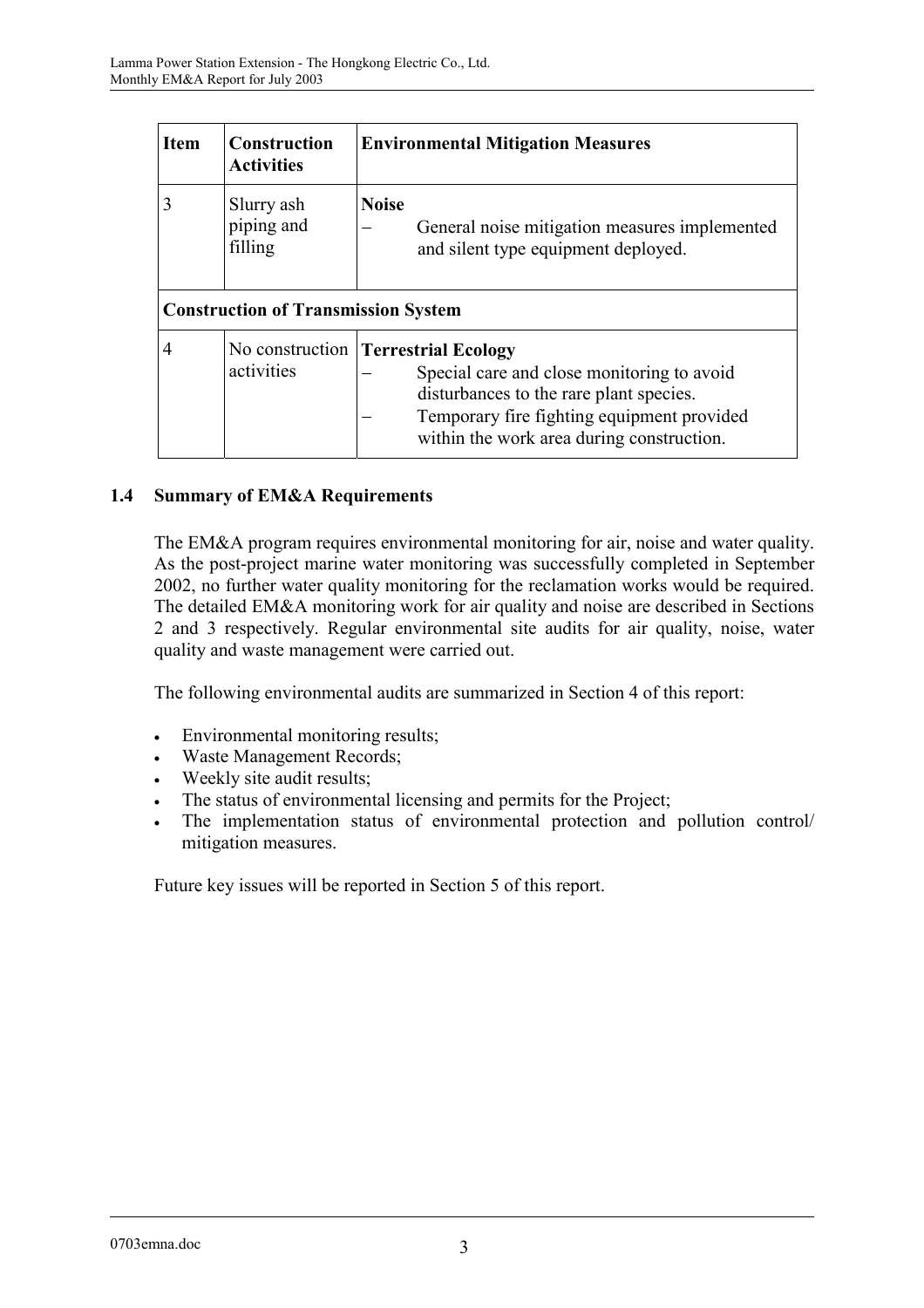| Item | Construction Activities | Environmental Mitigation Measures |
|---|---|---|
| 3 | Slurry ash piping and filling | **Noise**<br>– General noise mitigation measures implemented and silent type equipment deployed. |
| **Construction of Transmission System** | | |
| 4 | No construction activities | **Terrestrial Ecology**<br>– Special care and close monitoring to avoid disturbances to the rare plant species.<br>– Temporary fire fighting equipment provided within the work area during construction. |

## 1.4 Summary of EM&A Requirements

The EM&A program requires environmental monitoring for air, noise and water quality. As the post-project marine water monitoring was successfully completed in September 2002, no further water quality monitoring for the reclamation works would be required. The detailed EM&A monitoring work for air quality and noise are described in Sections 2 and 3 respectively. Regular environmental site audits for air quality, noise, water quality and waste management were carried out.

The following environmental audits are summarized in Section 4 of this report:

- Environmental monitoring results;
- Waste Management Records;
- Weekly site audit results;
- The status of environmental licensing and permits for the Project;
- The implementation status of environmental protection and pollution control/ mitigation measures.

Future key issues will be reported in Section 5 of this report.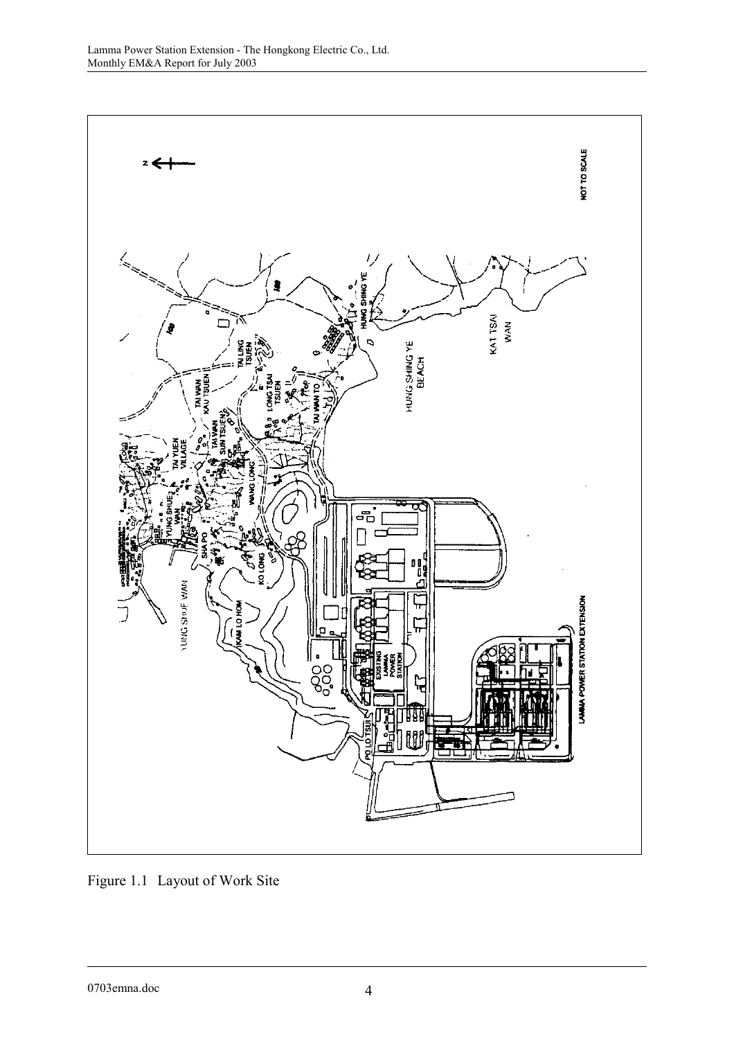Figure 1.1 Layout of Work Site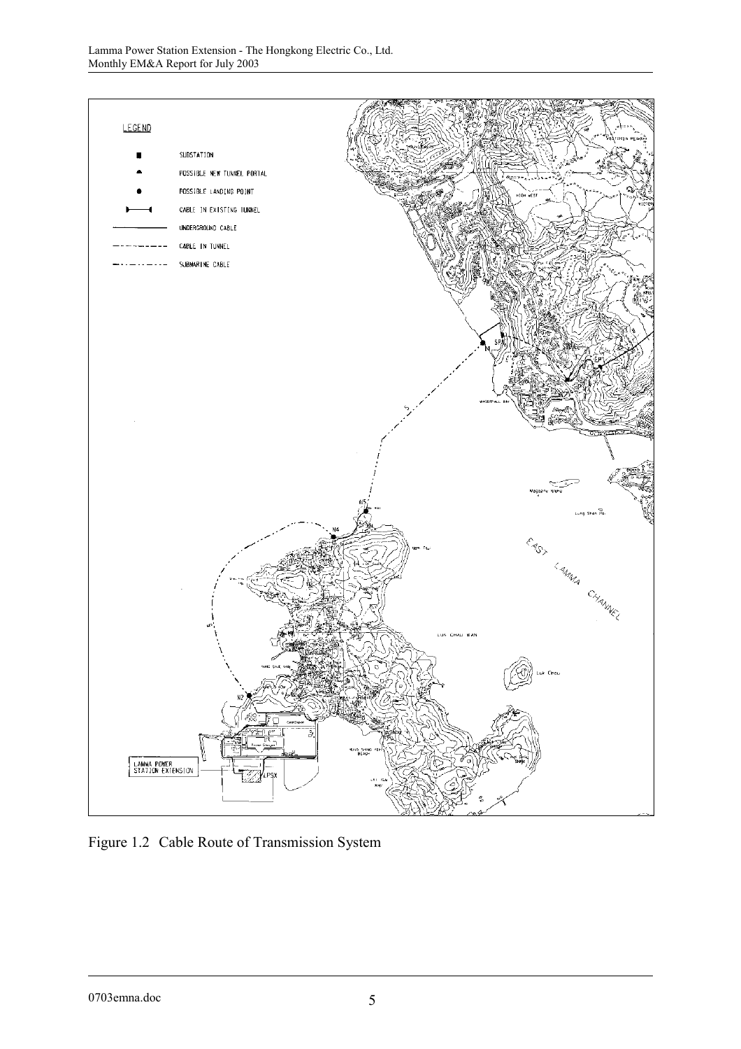Figure 1.2 Cable Route of Transmission System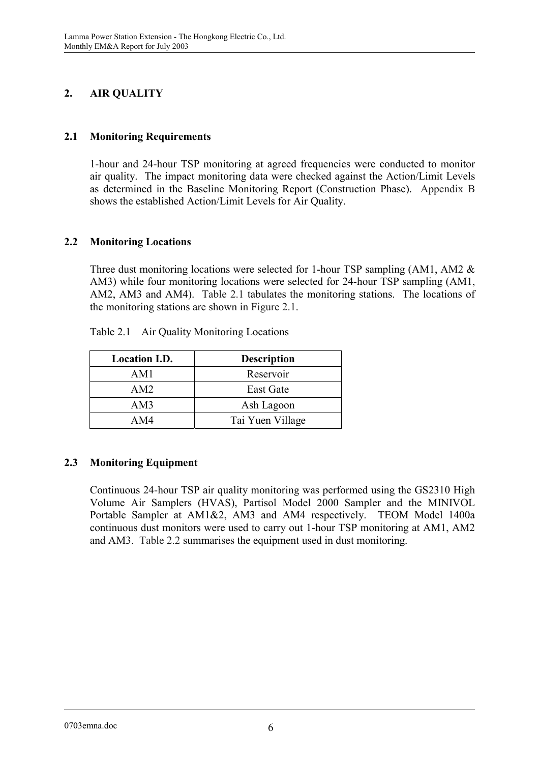## 2. AIR QUALITY

### 2.1 Monitoring Requirements

1-hour and 24-hour TSP monitoring at agreed frequencies were conducted to monitor air quality. The impact monitoring data were checked against the Action/Limit Levels as determined in the Baseline Monitoring Report (Construction Phase). Appendix B shows the established Action/Limit Levels for Air Quality.

### 2.2 Monitoring Locations

Three dust monitoring locations were selected for 1-hour TSP sampling (AM1, AM2 & AM3) while four monitoring locations were selected for 24-hour TSP sampling (AM1, AM2, AM3 and AM4). Table 2.1 tabulates the monitoring stations. The locations of the monitoring stations are shown in Figure 2.1.

Table 2.1 Air Quality Monitoring Locations

| Location I.D. | Description |
| --- | --- |
| AM1 | Reservoir |
| AM2 | East Gate |
| AM3 | Ash Lagoon |
| AM4 | Tai Yuen Village |

### 2.3 Monitoring Equipment

Continuous 24-hour TSP air quality monitoring was performed using the GS2310 High Volume Air Samplers (HVAS), Partisol Model 2000 Sampler and the MINIVOL Portable Sampler at AM1&2, AM3 and AM4 respectively. TEOM Model 1400a continuous dust monitors were used to carry out 1-hour TSP monitoring at AM1, AM2 and AM3. Table 2.2 summarises the equipment used in dust monitoring.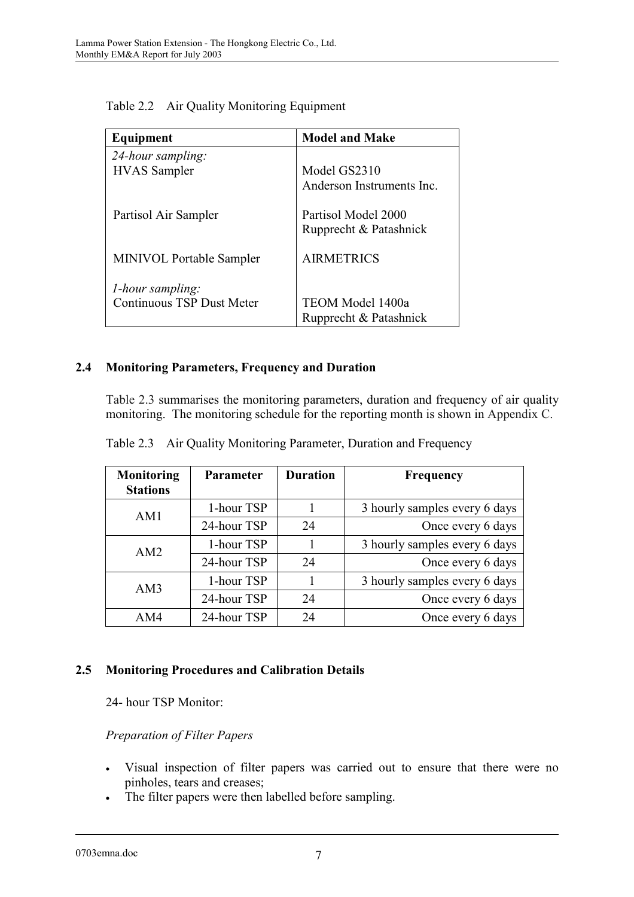Table 2.2 Air Quality Monitoring Equipment

| Equipment | Model and Make |
|---|---|
| *24-hour sampling:* | |
| HVAS Sampler | Model GS2310<br>Anderson Instruments Inc. |
| Partisol Air Sampler | Partisol Model 2000<br>Rupprecht & Patashnick |
| MINIVOL Portable Sampler | AIRMETRICS |
| *1-hour sampling:* | |
| Continuous TSP Dust Meter | TEOM Model 1400a<br>Rupprecht & Patashnick |

## 2.4 Monitoring Parameters, Frequency and Duration

Table 2.3 summarises the monitoring parameters, duration and frequency of air quality monitoring. The monitoring schedule for the reporting month is shown in Appendix C.

Table 2.3 Air Quality Monitoring Parameter, Duration and Frequency

| Monitoring Stations | Parameter | Duration | Frequency |
|---|---|---|---|
| AM1 | 1-hour TSP | 1 | 3 hourly samples every 6 days |
| | 24-hour TSP | 24 | Once every 6 days |
| AM2 | 1-hour TSP | 1 | 3 hourly samples every 6 days |
| | 24-hour TSP | 24 | Once every 6 days |
| AM3 | 1-hour TSP | 1 | 3 hourly samples every 6 days |
| | 24-hour TSP | 24 | Once every 6 days |
| AM4 | 24-hour TSP | 24 | Once every 6 days |

## 2.5 Monitoring Procedures and Calibration Details

24- hour TSP Monitor:

*Preparation of Filter Papers*

- Visual inspection of filter papers was carried out to ensure that there were no pinholes, tears and creases;
- The filter papers were then labelled before sampling.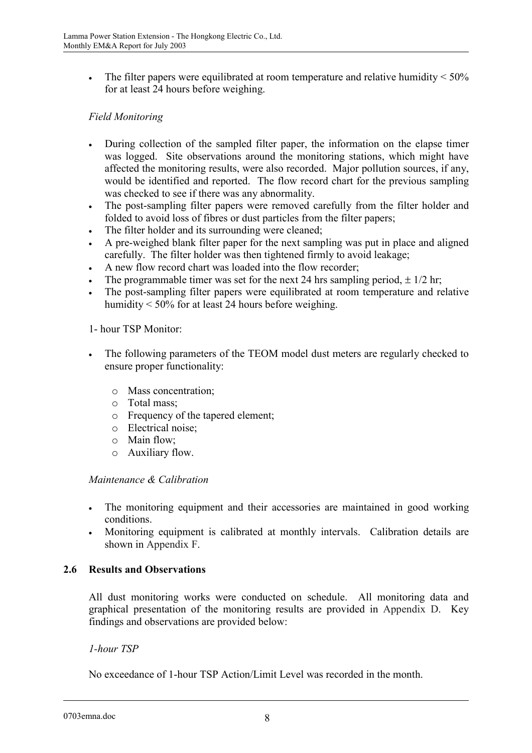- The filter papers were equilibrated at room temperature and relative humidity < 50% for at least 24 hours before weighing.

*Field Monitoring*

- During collection of the sampled filter paper, the information on the elapse timer was logged. Site observations around the monitoring stations, which might have affected the monitoring results, were also recorded. Major pollution sources, if any, would be identified and reported. The flow record chart for the previous sampling was checked to see if there was any abnormality.
- The post-sampling filter papers were removed carefully from the filter holder and folded to avoid loss of fibres or dust particles from the filter papers;
- The filter holder and its surrounding were cleaned;
- A pre-weighed blank filter paper for the next sampling was put in place and aligned carefully. The filter holder was then tightened firmly to avoid leakage;
- A new flow record chart was loaded into the flow recorder;
- The programmable timer was set for the next 24 hrs sampling period, ± 1/2 hr;
- The post-sampling filter papers were equilibrated at room temperature and relative humidity < 50% for at least 24 hours before weighing.

1- hour TSP Monitor:

- The following parameters of the TEOM model dust meters are regularly checked to ensure proper functionality:
    - Mass concentration;
    - Total mass;
    - Frequency of the tapered element;
    - Electrical noise;
    - Main flow;
    - Auxiliary flow.

*Maintenance & Calibration*

- The monitoring equipment and their accessories are maintained in good working conditions.
- Monitoring equipment is calibrated at monthly intervals. Calibration details are shown in Appendix F.

## 2.6 Results and Observations

All dust monitoring works were conducted on schedule. All monitoring data and graphical presentation of the monitoring results are provided in Appendix D. Key findings and observations are provided below:

*1-hour TSP*

No exceedance of 1-hour TSP Action/Limit Level was recorded in the month.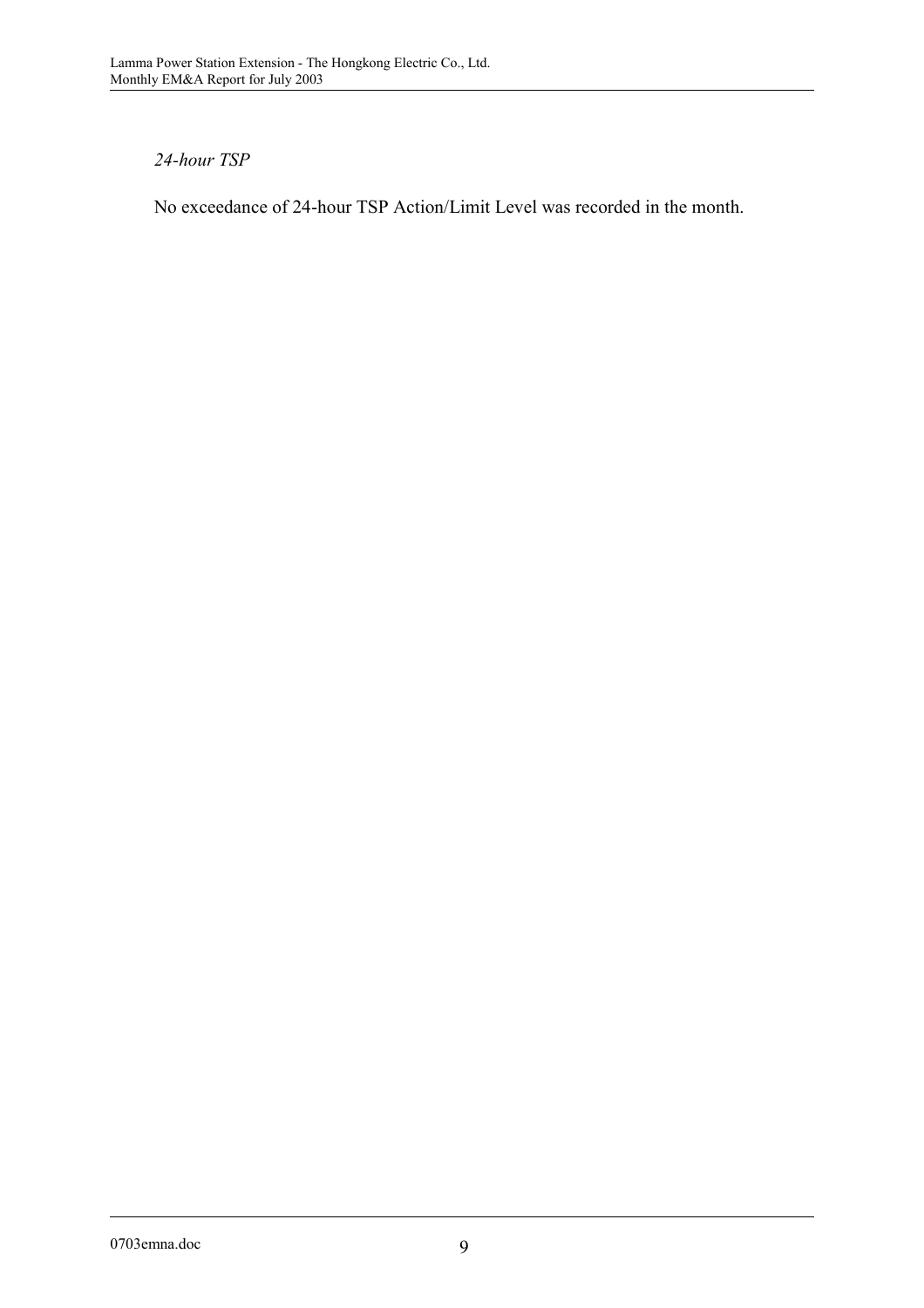*24-hour TSP*

No exceedance of 24-hour TSP Action/Limit Level was recorded in the month.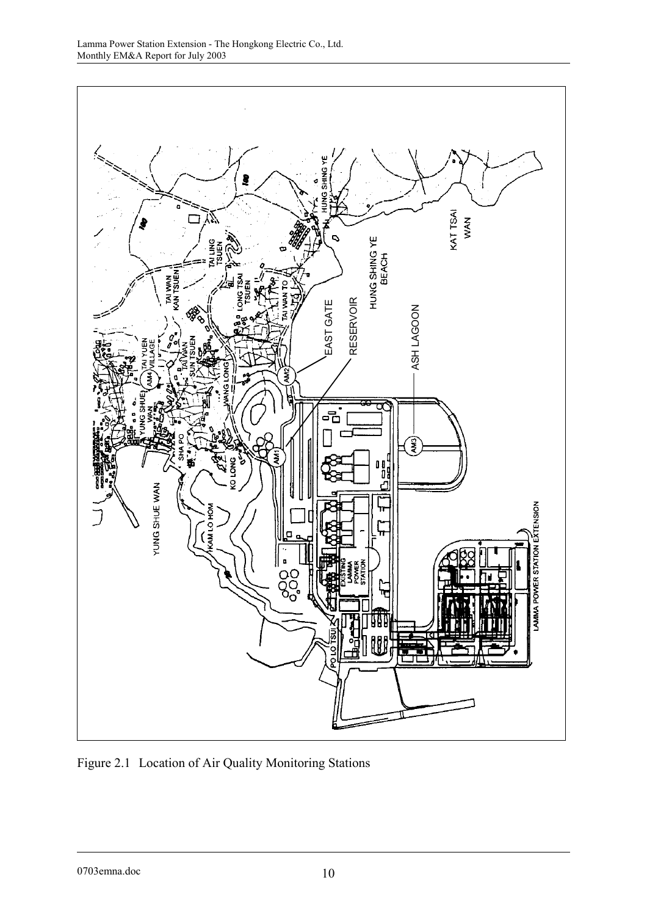Figure 2.1 Location of Air Quality Monitoring Stations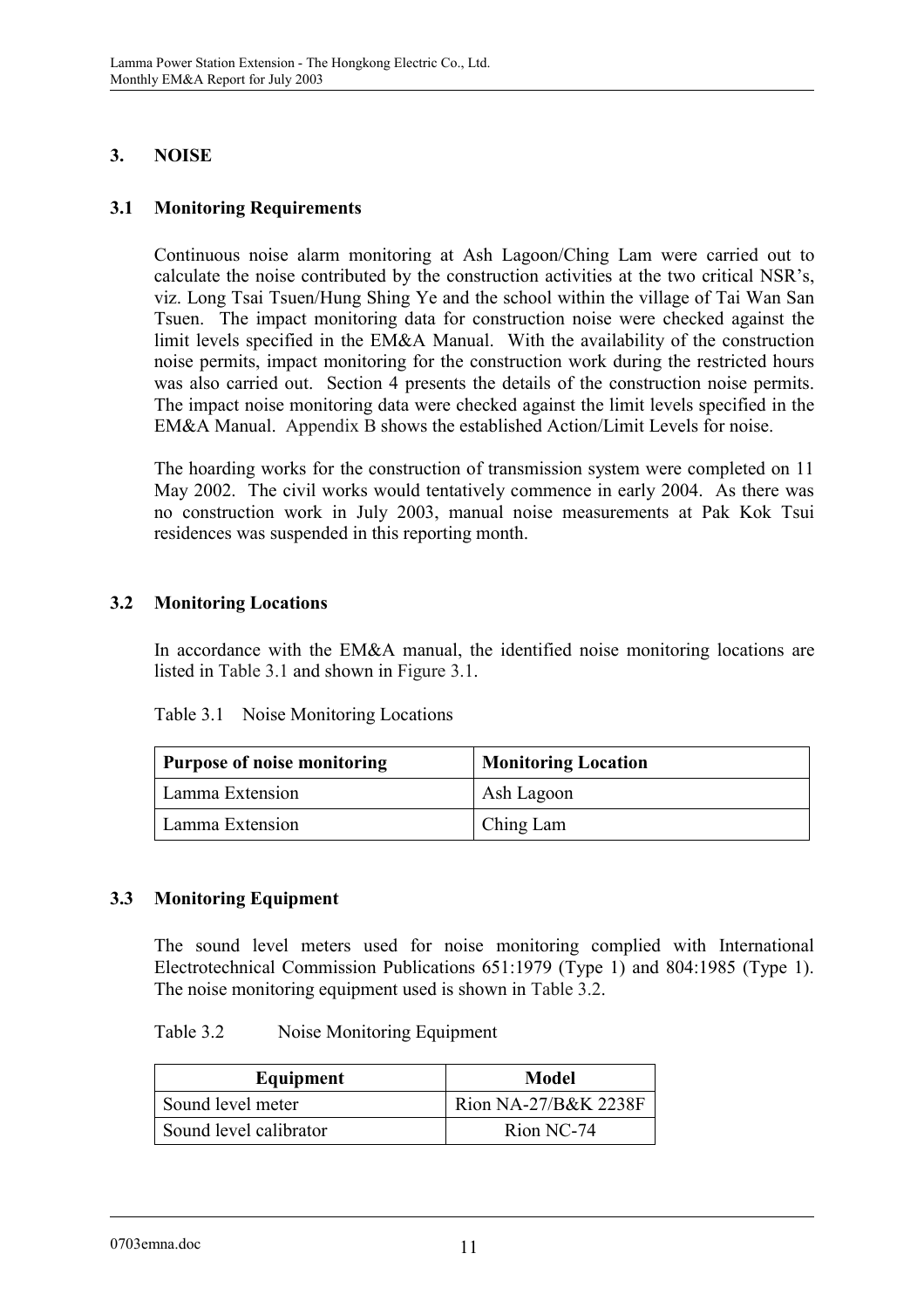## 3. NOISE

### 3.1 Monitoring Requirements

Continuous noise alarm monitoring at Ash Lagoon/Ching Lam were carried out to calculate the noise contributed by the construction activities at the two critical NSR's, viz. Long Tsai Tsuen/Hung Shing Ye and the school within the village of Tai Wan San Tsuen. The impact monitoring data for construction noise were checked against the limit levels specified in the EM&A Manual. With the availability of the construction noise permits, impact monitoring for the construction work during the restricted hours was also carried out. Section 4 presents the details of the construction noise permits. The impact noise monitoring data were checked against the limit levels specified in the EM&A Manual. Appendix B shows the established Action/Limit Levels for noise.

The hoarding works for the construction of transmission system were completed on 11 May 2002. The civil works would tentatively commence in early 2004. As there was no construction work in July 2003, manual noise measurements at Pak Kok Tsui residences was suspended in this reporting month.

### 3.2 Monitoring Locations

In accordance with the EM&A manual, the identified noise monitoring locations are listed in Table 3.1 and shown in Figure 3.1.

Table 3.1 Noise Monitoring Locations

| Purpose of noise monitoring | Monitoring Location |
|---|---|
| Lamma Extension | Ash Lagoon |
| Lamma Extension | Ching Lam |

### 3.3 Monitoring Equipment

The sound level meters used for noise monitoring complied with International Electrotechnical Commission Publications 651:1979 (Type 1) and 804:1985 (Type 1). The noise monitoring equipment used is shown in Table 3.2.

Table 3.2 Noise Monitoring Equipment

| Equipment | Model |
|---|---|
| Sound level meter | Rion NA-27/B&K 2238F |
| Sound level calibrator | Rion NC-74 |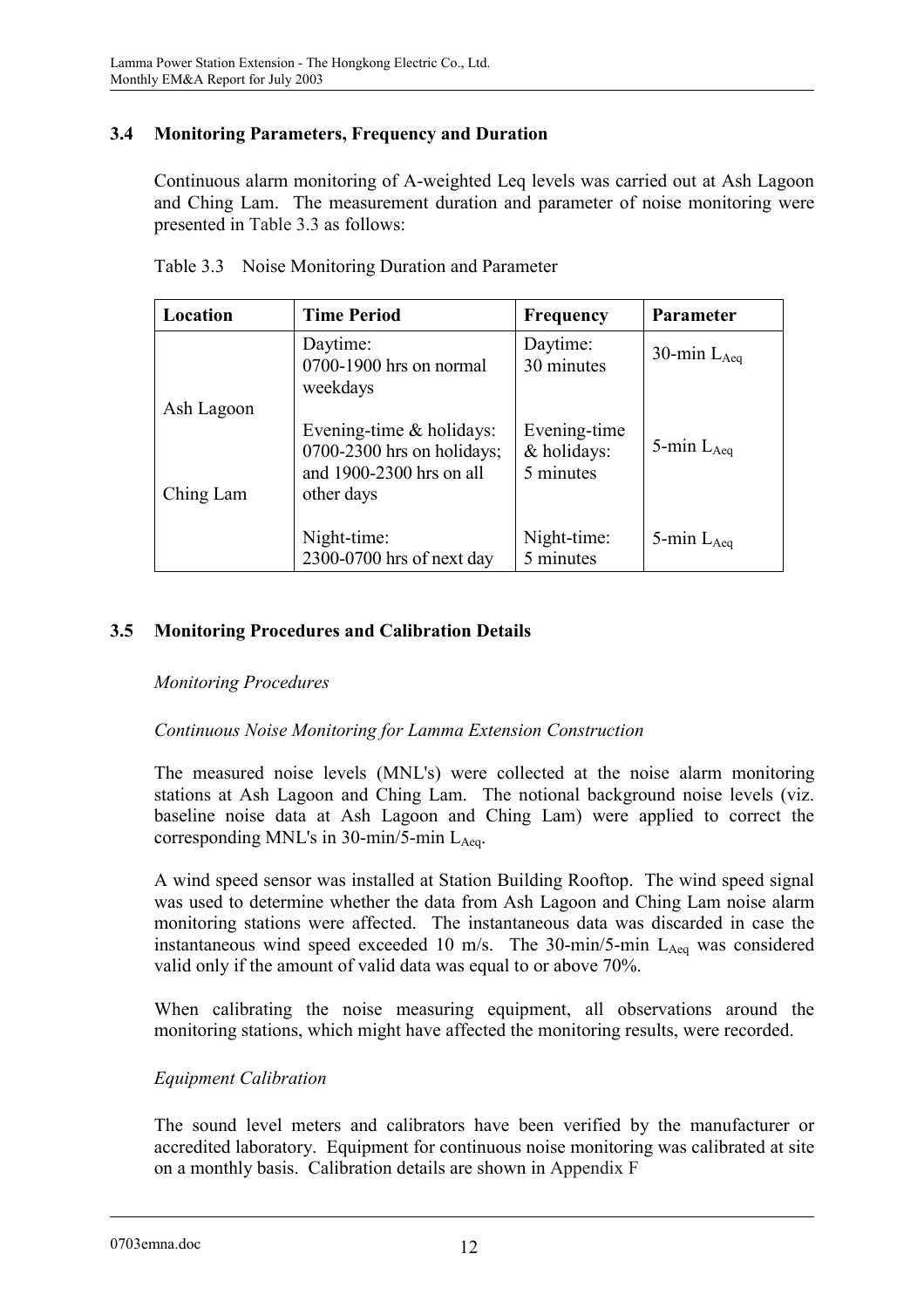### 3.4 Monitoring Parameters, Frequency and Duration

Continuous alarm monitoring of A-weighted Leq levels was carried out at Ash Lagoon and Ching Lam. The measurement duration and parameter of noise monitoring were presented in Table 3.3 as follows:

Table 3.3 Noise Monitoring Duration and Parameter

| Location | Time Period | Frequency | Parameter |
|---|---|---|---|
| Ash Lagoon<br><br>Ching Lam | Daytime: 0700-1900 hrs on normal weekdays | Daytime: 30 minutes | 30-min $L_{Aeq}$ |
| | Evening-time & holidays: 0700-2300 hrs on holidays; and 1900-2300 hrs on all other days | Evening-time & holidays: 5 minutes | 5-min $L_{Aeq}$ |
| | Night-time: 2300-0700 hrs of next day | Night-time: 5 minutes | 5-min $L_{Aeq}$ |

### 3.5 Monitoring Procedures and Calibration Details

*Monitoring Procedures*

*Continuous Noise Monitoring for Lamma Extension Construction*

The measured noise levels (MNL's) were collected at the noise alarm monitoring stations at Ash Lagoon and Ching Lam. The notional background noise levels (viz. baseline noise data at Ash Lagoon and Ching Lam) were applied to correct the corresponding MNL's in 30-min/5-min $L_{Aeq}$.

A wind speed sensor was installed at Station Building Rooftop. The wind speed signal was used to determine whether the data from Ash Lagoon and Ching Lam noise alarm monitoring stations were affected. The instantaneous data was discarded in case the instantaneous wind speed exceeded 10 m/s. The 30-min/5-min $L_{Aeq}$ was considered valid only if the amount of valid data was equal to or above 70%.

When calibrating the noise measuring equipment, all observations around the monitoring stations, which might have affected the monitoring results, were recorded.

*Equipment Calibration*

The sound level meters and calibrators have been verified by the manufacturer or accredited laboratory. Equipment for continuous noise monitoring was calibrated at site on a monthly basis. Calibration details are shown in Appendix F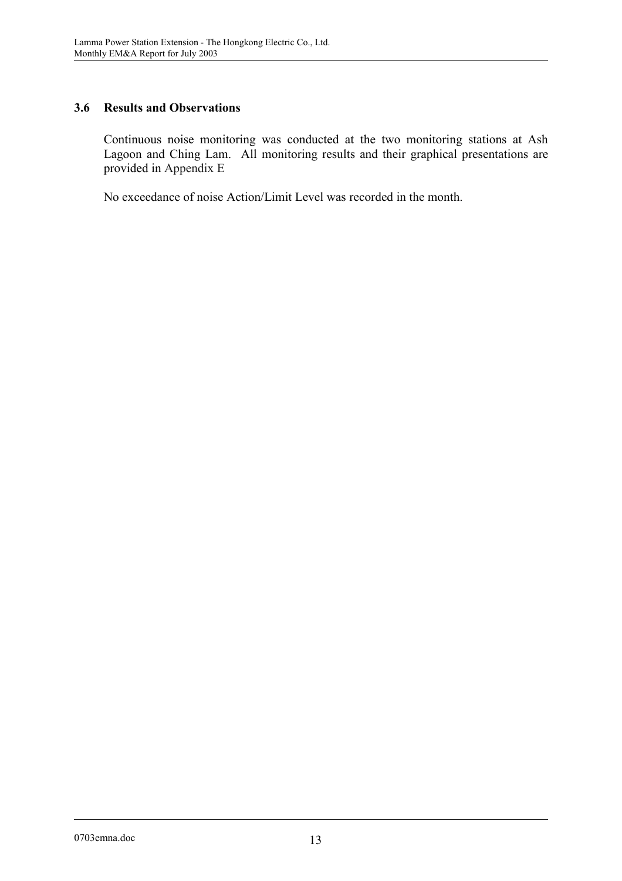### 3.6 Results and Observations

Continuous noise monitoring was conducted at the two monitoring stations at Ash Lagoon and Ching Lam. All monitoring results and their graphical presentations are provided in Appendix E

No exceedance of noise Action/Limit Level was recorded in the month.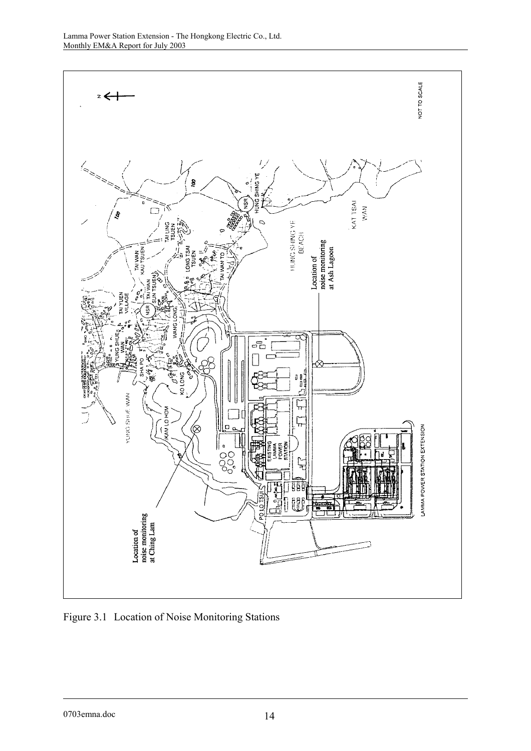Figure 3.1 Location of Noise Monitoring Stations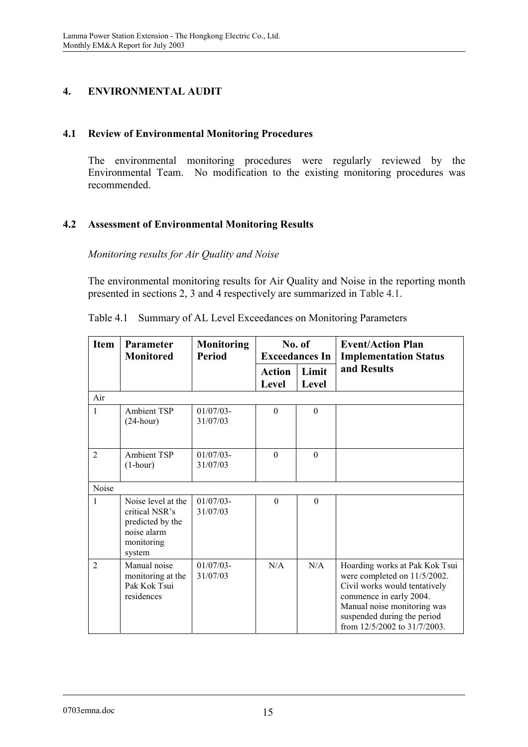## 4. ENVIRONMENTAL AUDIT

### 4.1 Review of Environmental Monitoring Procedures

The environmental monitoring procedures were regularly reviewed by the Environmental Team. No modification to the existing monitoring procedures was recommended.

### 4.2 Assessment of Environmental Monitoring Results

*Monitoring results for Air Quality and Noise*

The environmental monitoring results for Air Quality and Noise in the reporting month presented in sections 2, 3 and 4 respectively are summarized in Table 4.1.

Table 4.1 Summary of AL Level Exceedances on Monitoring Parameters

| Item | Parameter Monitored | Monitoring Period | No. of Exceedances In | | Event/Action Plan Implementation Status and Results |
|---|---|---|---|---|---|
| | | | Action Level | Limit Level | |
| Air | | | | | |
| 1 | Ambient TSP (24-hour) | 01/07/03-31/07/03 | 0 | 0 | |
| 2 | Ambient TSP (1-hour) | 01/07/03-31/07/03 | 0 | 0 | |
| Noise | | | | | |
| 1 | Noise level at the critical NSR's predicted by the noise alarm monitoring system | 01/07/03-31/07/03 | 0 | 0 | |
| 2 | Manual noise monitoring at the Pak Kok Tsui residences | 01/07/03-31/07/03 | N/A | N/A | Hoarding works at Pak Kok Tsui were completed on 11/5/2002. Civil works would tentatively commence in early 2004. Manual noise monitoring was suspended during the period from 12/5/2002 to 31/7/2003. |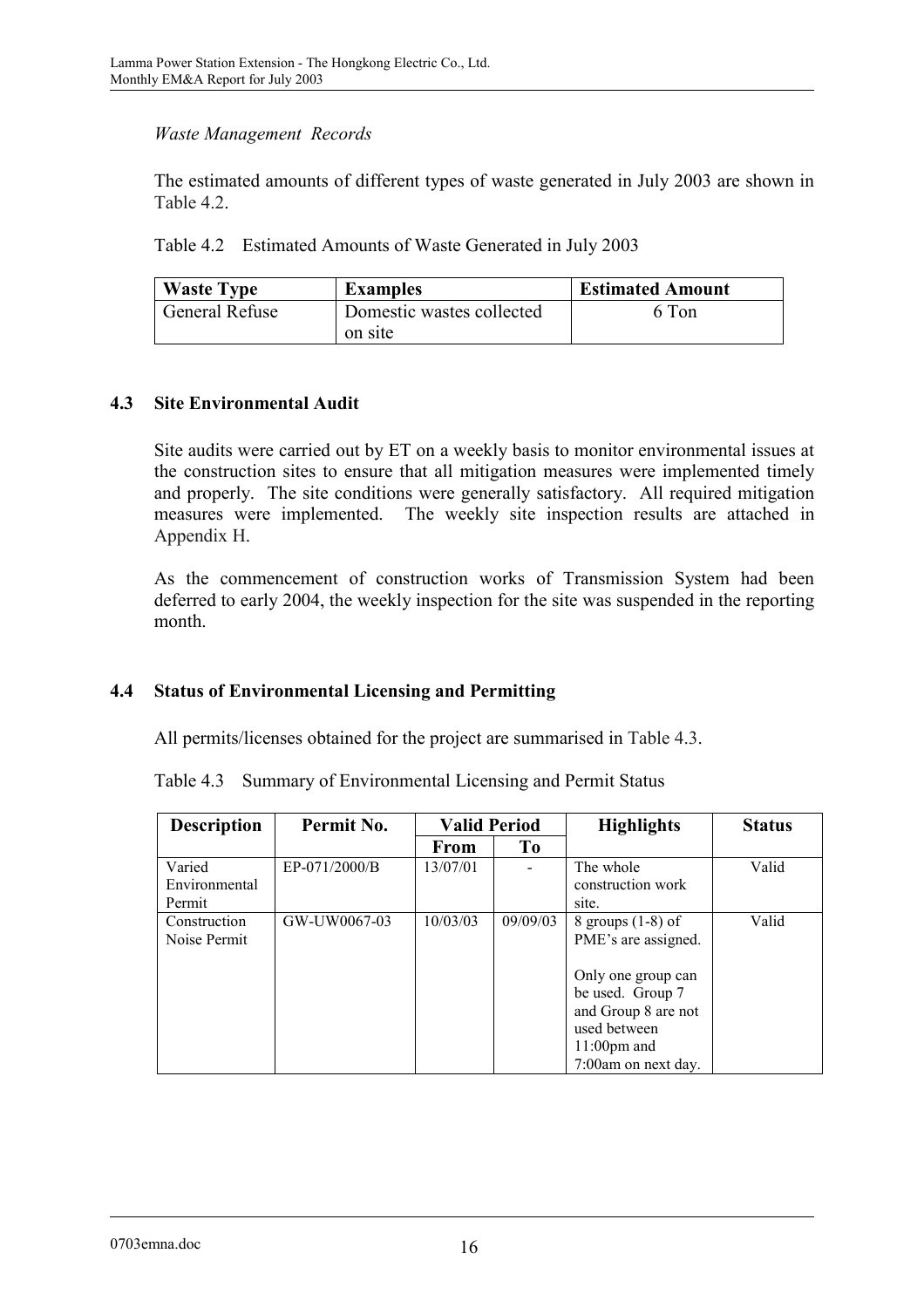*Waste Management Records*

The estimated amounts of different types of waste generated in July 2003 are shown in Table 4.2.

Table 4.2 Estimated Amounts of Waste Generated in July 2003

| Waste Type | Examples | Estimated Amount |
| --- | --- | --- |
| General Refuse | Domestic wastes collected on site | 6 Ton |

### 4.3 Site Environmental Audit

Site audits were carried out by ET on a weekly basis to monitor environmental issues at the construction sites to ensure that all mitigation measures were implemented timely and properly. The site conditions were generally satisfactory. All required mitigation measures were implemented. The weekly site inspection results are attached in Appendix H.

As the commencement of construction works of Transmission System had been deferred to early 2004, the weekly inspection for the site was suspended in the reporting month.

### 4.4 Status of Environmental Licensing and Permitting

All permits/licenses obtained for the project are summarised in Table 4.3.

Table 4.3 Summary of Environmental Licensing and Permit Status

| Description | Permit No. | Valid Period | | Highlights | Status |
| --- | --- | --- | --- | --- | --- |
| | | From | To | | |
| Varied Environmental Permit | EP-071/2000/B | 13/07/01 | - | The whole construction work site. | Valid |
| Construction Noise Permit | GW-UW0067-03 | 10/03/03 | 09/09/03 | 8 groups (1-8) of PME's are assigned.<br><br>Only one group can be used. Group 7 and Group 8 are not used between 11:00pm and 7:00am on next day. | Valid |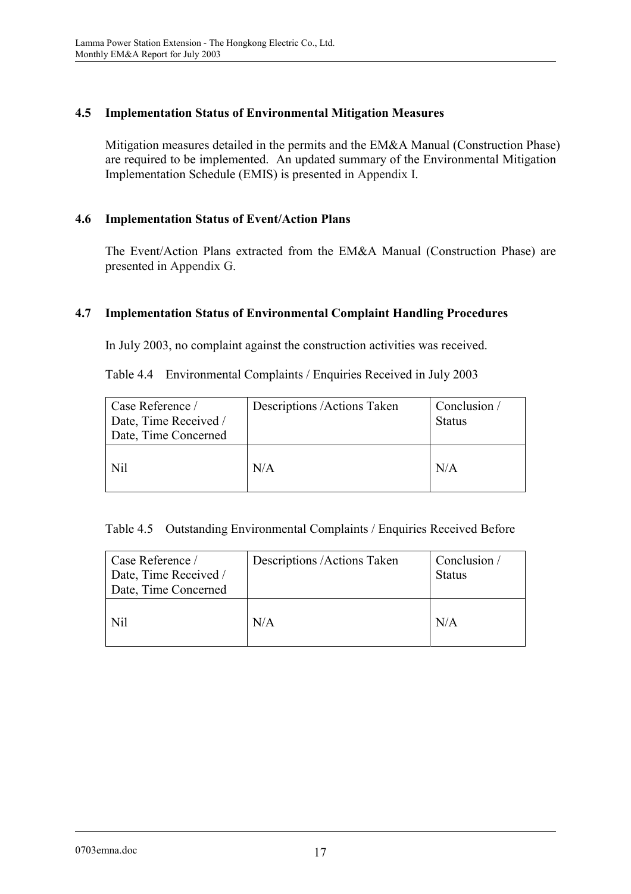### 4.5 Implementation Status of Environmental Mitigation Measures

Mitigation measures detailed in the permits and the EM&A Manual (Construction Phase) are required to be implemented. An updated summary of the Environmental Mitigation Implementation Schedule (EMIS) is presented in Appendix I.

### 4.6 Implementation Status of Event/Action Plans

The Event/Action Plans extracted from the EM&A Manual (Construction Phase) are presented in Appendix G.

### 4.7 Implementation Status of Environmental Complaint Handling Procedures

In July 2003, no complaint against the construction activities was received.

Table 4.4 Environmental Complaints / Enquiries Received in July 2003

| Case Reference / Date, Time Received / Date, Time Concerned | Descriptions /Actions Taken | Conclusion / Status |
|---|---|---|
| Nil | N/A | N/A |

Table 4.5 Outstanding Environmental Complaints / Enquiries Received Before

| Case Reference / Date, Time Received / Date, Time Concerned | Descriptions /Actions Taken | Conclusion / Status |
|---|---|---|
| Nil | N/A | N/A |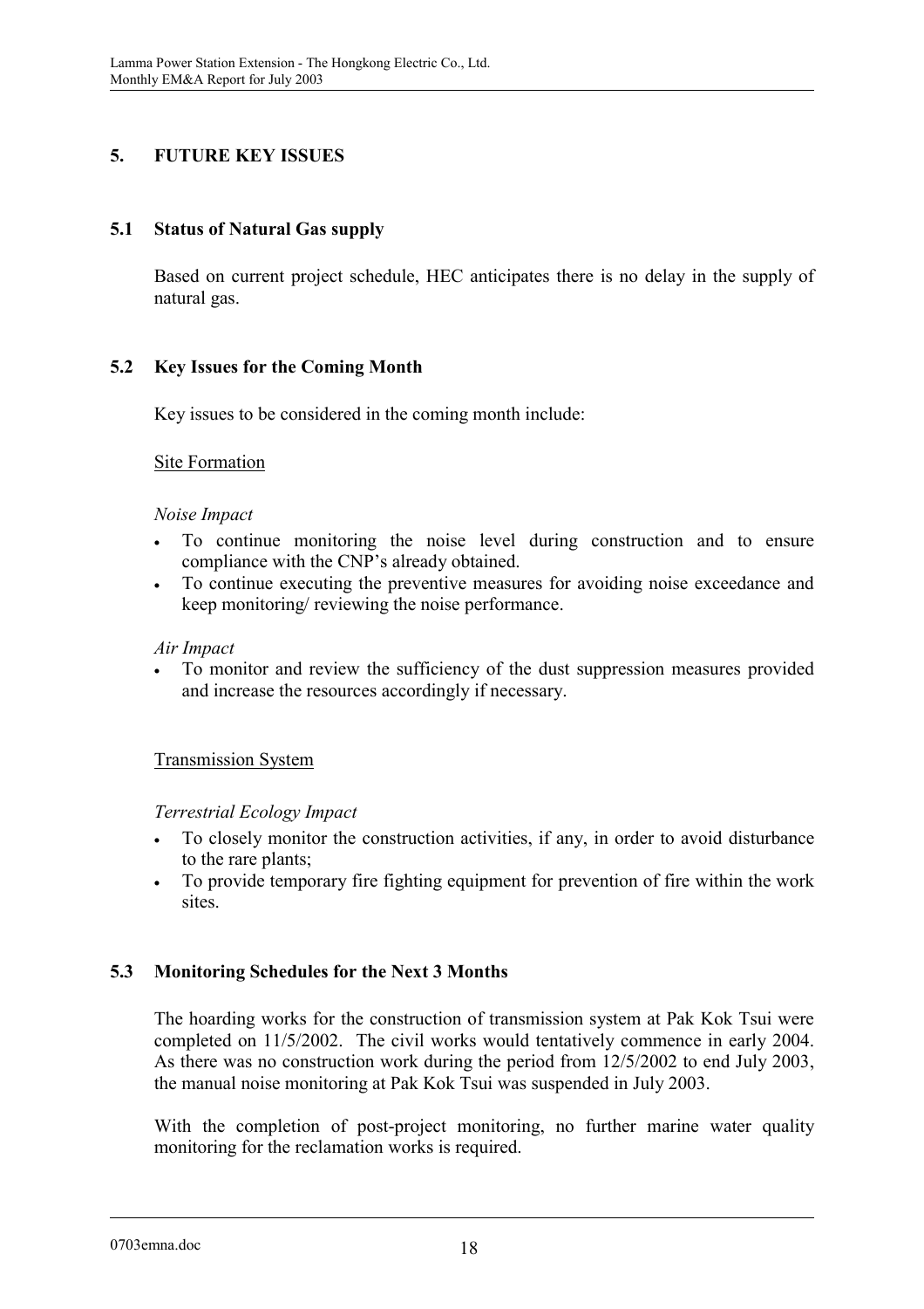# 5. FUTURE KEY ISSUES

## 5.1 Status of Natural Gas supply

Based on current project schedule, HEC anticipates there is no delay in the supply of natural gas.

## 5.2 Key Issues for the Coming Month

Key issues to be considered in the coming month include:

<u>Site Formation</u>

*Noise Impact*

- To continue monitoring the noise level during construction and to ensure compliance with the CNP's already obtained.
- To continue executing the preventive measures for avoiding noise exceedance and keep monitoring/ reviewing the noise performance.

*Air Impact*

- To monitor and review the sufficiency of the dust suppression measures provided and increase the resources accordingly if necessary.

<u>Transmission System</u>

*Terrestrial Ecology Impact*

- To closely monitor the construction activities, if any, in order to avoid disturbance to the rare plants;
- To provide temporary fire fighting equipment for prevention of fire within the work sites.

## 5.3 Monitoring Schedules for the Next 3 Months

The hoarding works for the construction of transmission system at Pak Kok Tsui were completed on 11/5/2002. The civil works would tentatively commence in early 2004. As there was no construction work during the period from 12/5/2002 to end July 2003, the manual noise monitoring at Pak Kok Tsui was suspended in July 2003.

With the completion of post-project monitoring, no further marine water quality monitoring for the reclamation works is required.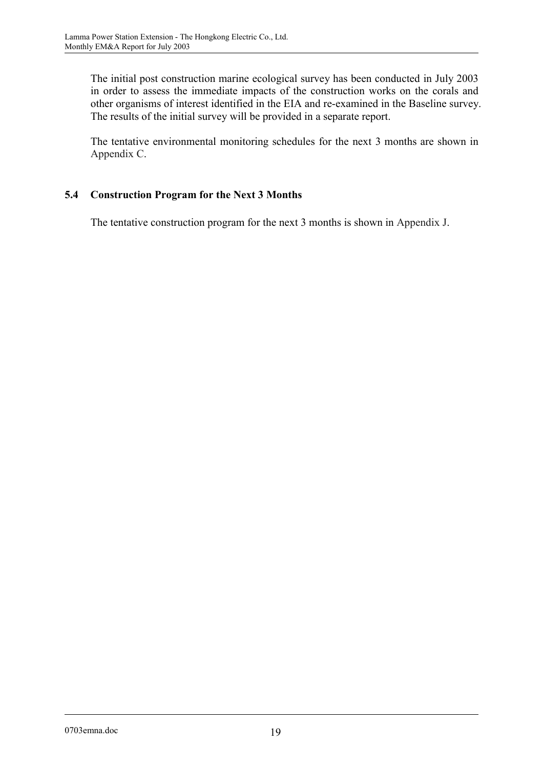The initial post construction marine ecological survey has been conducted in July 2003 in order to assess the immediate impacts of the construction works on the corals and other organisms of interest identified in the EIA and re-examined in the Baseline survey. The results of the initial survey will be provided in a separate report.

The tentative environmental monitoring schedules for the next 3 months are shown in Appendix C.

### 5.4 Construction Program for the Next 3 Months

The tentative construction program for the next 3 months is shown in Appendix J.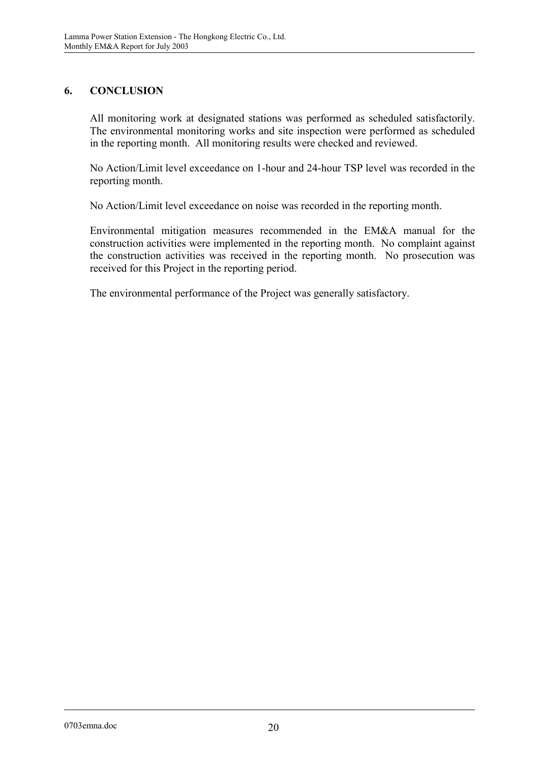## 6. CONCLUSION

All monitoring work at designated stations was performed as scheduled satisfactorily. The environmental monitoring works and site inspection were performed as scheduled in the reporting month. All monitoring results were checked and reviewed.

No Action/Limit level exceedance on 1-hour and 24-hour TSP level was recorded in the reporting month.

No Action/Limit level exceedance on noise was recorded in the reporting month.

Environmental mitigation measures recommended in the EM&A manual for the construction activities were implemented in the reporting month. No complaint against the construction activities was received in the reporting month. No prosecution was received for this Project in the reporting period.

The environmental performance of the Project was generally satisfactory.